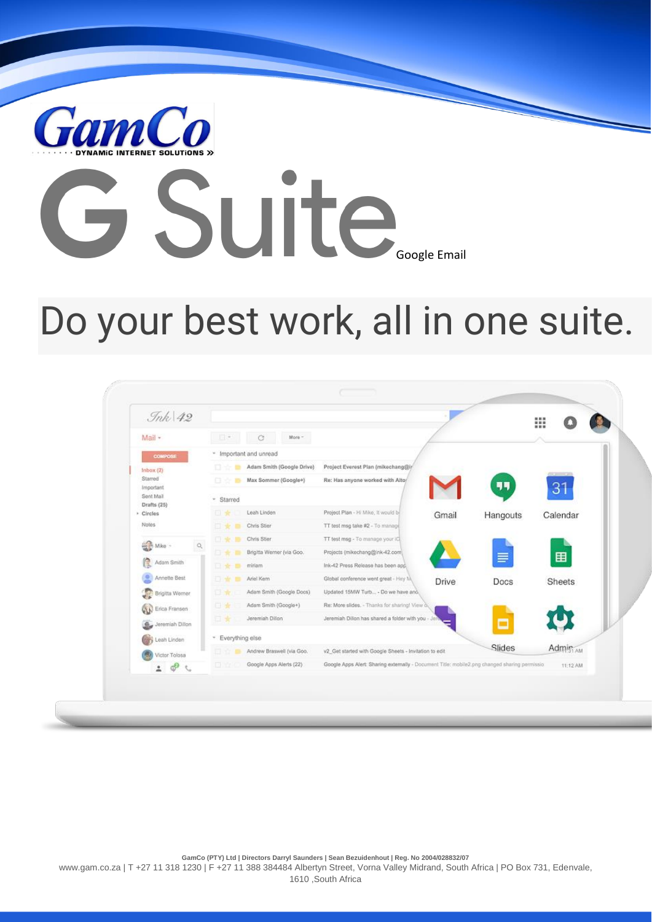GamCo

DYNAMIC INTERNET SOLUTIONS »

# G Suite Google Email

## Do your best work, all in one suite.

GamCo (PTY) Ltd | Directors Darryl Saunders | Sean Bezuidenhout | Reg. No 2004/028832/07
www.gam.co.za | T +27 11 318 1230 | F +27 11 388 384484 Albertyn Street, Vorna Valley Midrand, South Africa | PO Box 731, Edenvale, 1610 ,South Africa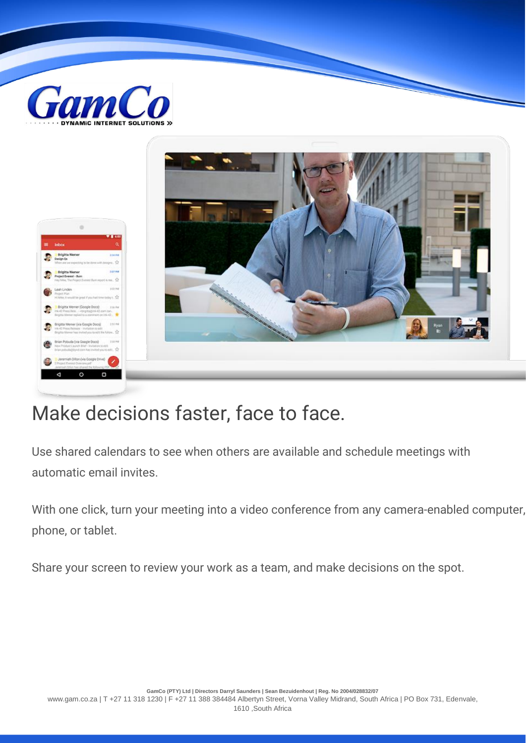GamCo

DYNAMIC INTERNET SOLUTIONS

# Make decisions faster, face to face.

Use shared calendars to see when others are available and schedule meetings with automatic email invites.

With one click, turn your meeting into a video conference from any camera-enabled computer, phone, or tablet.

Share your screen to review your work as a team, and make decisions on the spot.

**GamCo (PTY) Ltd | Directors Darryl Saunders | Sean Bezuidenhout | Reg. No 2004/028832/07**

www.gam.co.za | T +27 11 318 1230 | F +27 11 388 384484 Albertyn Street, Vorna Valley Midrand, South Africa | PO Box 731, Edenvale, 1610 ,South Africa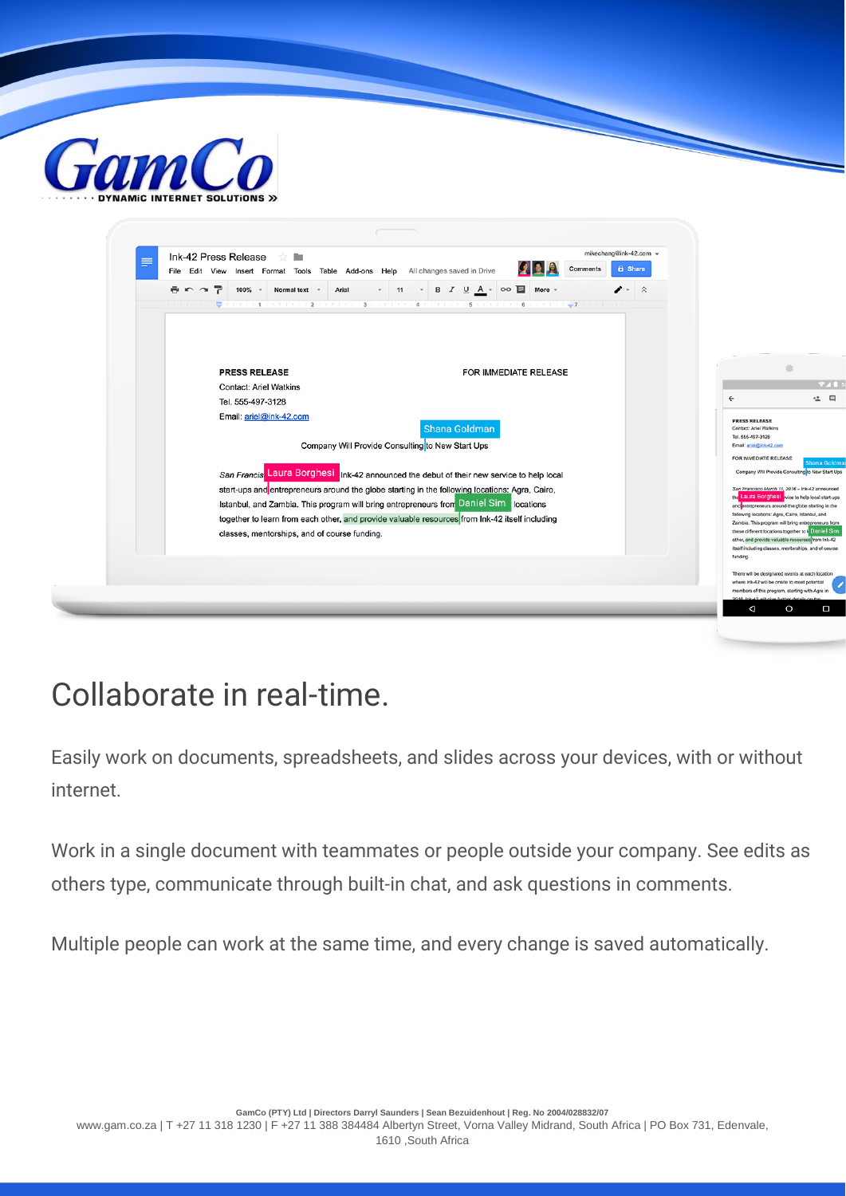# Collaborate in real-time.

Easily work on documents, spreadsheets, and slides across your devices, with or without internet.

Work in a single document with teammates or people outside your company. See edits as others type, communicate through built-in chat, and ask questions in comments.

Multiple people can work at the same time, and every change is saved automatically.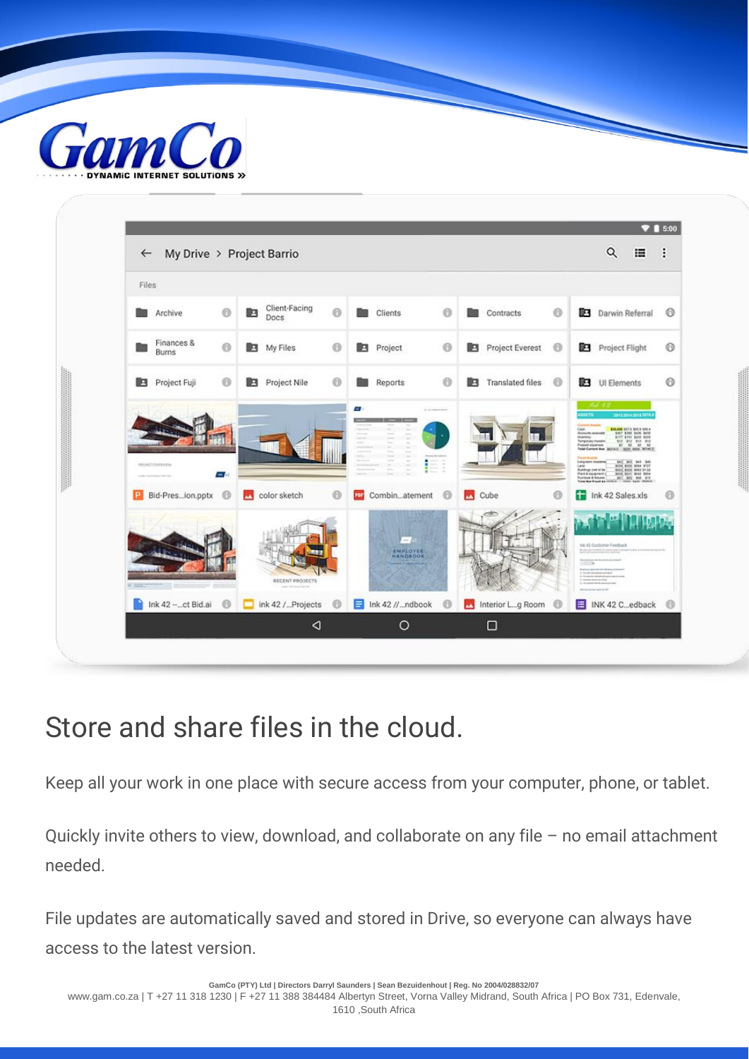# Store and share files in the cloud.

Keep all your work in one place with secure access from your computer, phone, or tablet.

Quickly invite others to view, download, and collaborate on any file – no email attachment needed.

File updates are automatically saved and stored in Drive, so everyone can always have access to the latest version.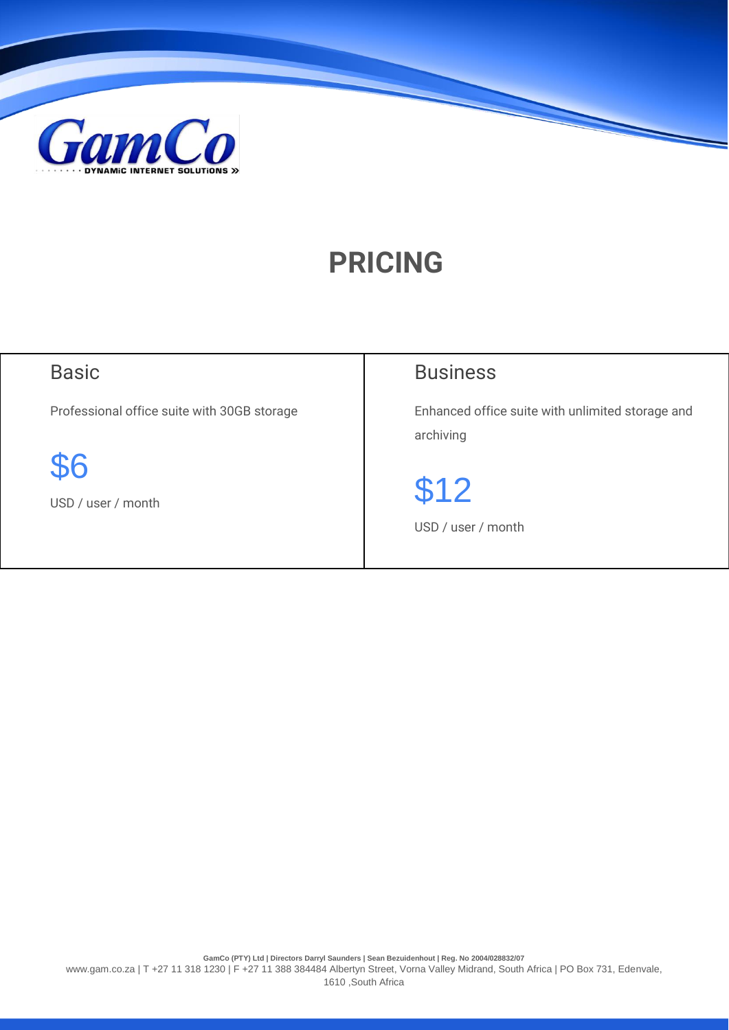# PRICING

## Basic

Professional office suite with 30GB storage

$6

USD / user / month

## Business

Enhanced office suite with unlimited storage and archiving

$12

USD / user / month